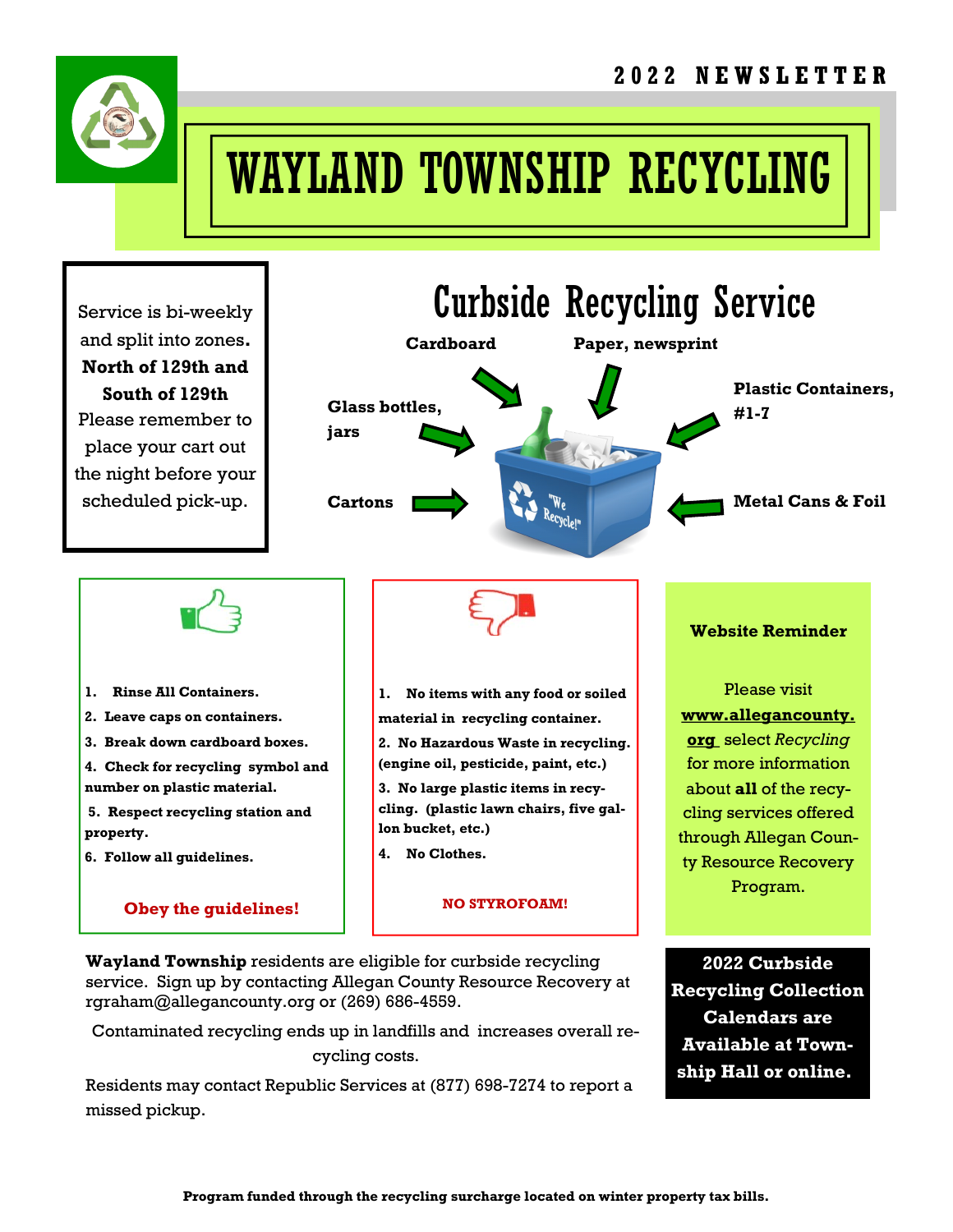2022 NEWSLETTER

# WAYLAND TOWNSHIP RECYCLING

Service is bi-weekly and split into zones. **North of 129th and South of 129th** Please remember to place your cart out the night before your scheduled pick-up.

## Curbside Recycling Service

**Cardboard**

**Paper, newsprint**

**Plastic Containers, #1-7**

**Glass bottles, jars**

**Cartons**

**Metal Cans & Foil**

1. **Rinse All Containers.**
2. **Leave caps on containers.**
3. **Break down cardboard boxes.**
4. **Check for recycling symbol and number on plastic material.**
5. **Respect recycling station and property.**
6. **Follow all guidelines.**

**Obey the guidelines!**

1. **No items with any food or soiled material in recycling container.**
2. **No Hazardous Waste in recycling. (engine oil, pesticide, paint, etc.)**
3. **No large plastic items in recycling. (plastic lawn chairs, five gallon bucket, etc.)**
4. **No Clothes.**

**NO STYROFOAM!**

**Website Reminder**

Please visit **www.allegancounty.org** select *Recycling* for more information about **all** of the recycling services offered through Allegan County Resource Recovery Program.

**Wayland Township** residents are eligible for curbside recycling service. Sign up by contacting Allegan County Resource Recovery at rgraham@allegancounty.org or (269) 686-4559.

Contaminated recycling ends up in landfills and increases overall recycling costs.

Residents may contact Republic Services at (877) 698-7274 to report a missed pickup.

**2022 Curbside Recycling Collection Calendars are Available at Township Hall or online.**

**Program funded through the recycling surcharge located on winter property tax bills.**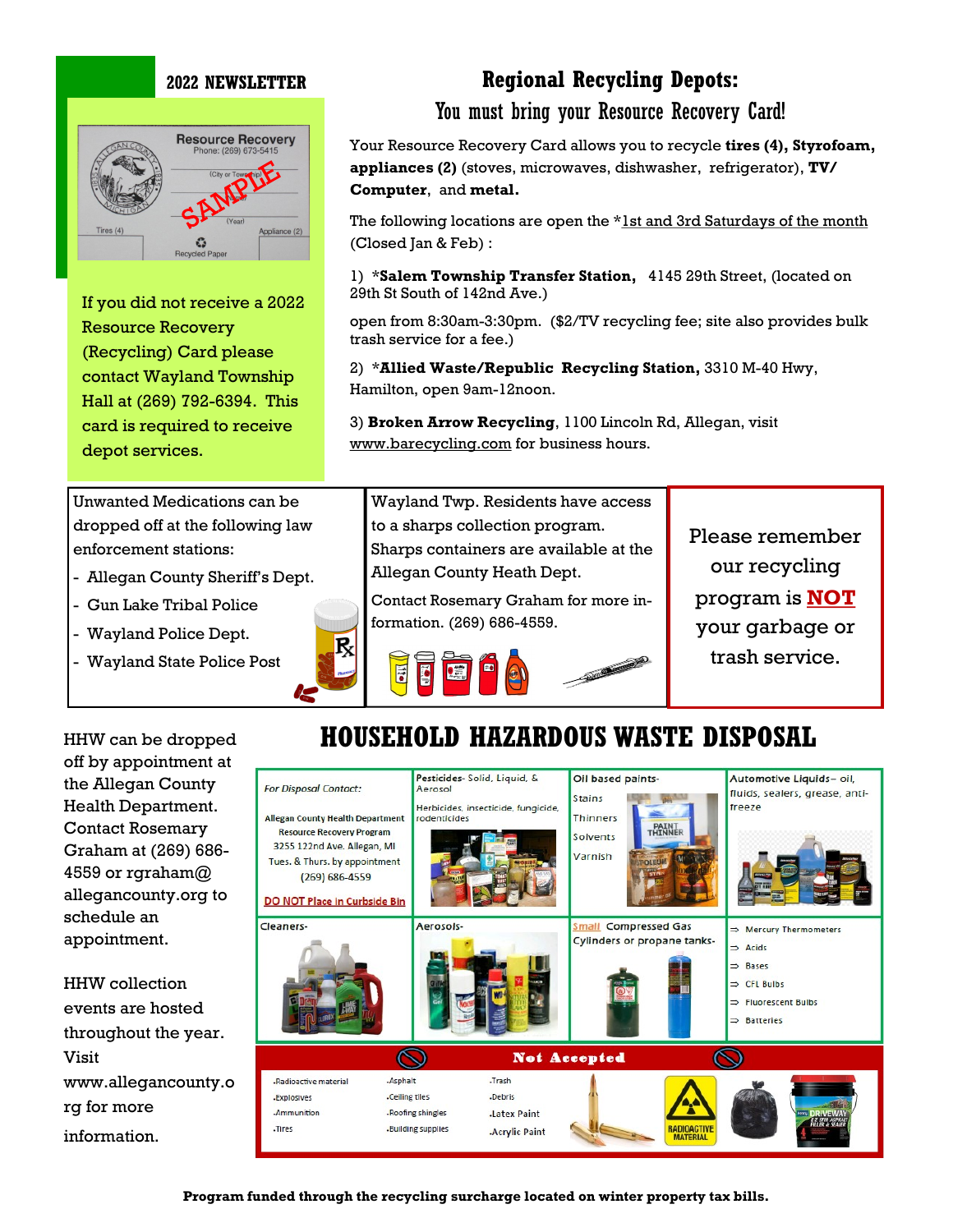## 2022 NEWSLETTER

Resource Recovery
Phone: (269) 673-5415

(City or Township)

Number

(Year)

Tires (4)

Appliance (2)

Recycled Paper

SAMPLE

If you did not receive a 2022 Resource Recovery (Recycling) Card please contact Wayland Township Hall at (269) 792-6394. This card is required to receive depot services.

## Regional Recycling Depots:

### You must bring your Resource Recovery Card!

Your Resource Recovery Card allows you to recycle **tires (4), Styrofoam, appliances (2)** (stoves, microwaves, dishwasher, refrigerator), **TV/ Computer**, and **metal.**

The following locations are open the *1st and 3rd Saturdays of the month (Closed Jan & Feb) :

1) ***Salem Township Transfer Station,** 4145 29th Street, (located on 29th St South of 142nd Ave.)

open from 8:30am-3:30pm. ($2/TV recycling fee; site also provides bulk trash service for a fee.)

2) ***Allied Waste/Republic Recycling Station,** 3310 M-40 Hwy, Hamilton, open 9am-12noon.

3) **Broken Arrow Recycling**, 1100 Lincoln Rd, Allegan, visit www.barecycling.com for business hours.

Unwanted Medications can be dropped off at the following law enforcement stations:

- Allegan County Sheriff's Dept.
- Gun Lake Tribal Police
- Wayland Police Dept.
- Wayland State Police Post

Wayland Twp. Residents have access to a sharps collection program. Sharps containers are available at the Allegan County Heath Dept.

Contact Rosemary Graham for more information. (269) 686-4559.

Please remember our recycling program is **NOT** your garbage or trash service.

HHW can be dropped off by appointment at the Allegan County Health Department. Contact Rosemary Graham at (269) 686-4559 or rgraham@allegancounty.org to schedule an appointment.

HHW collection events are hosted throughout the year. Visit www.allegancounty.org for more information.

## HOUSEHOLD HAZARDOUS WASTE DISPOSAL

*For Disposal Contact:*

Allegan County Health Department
Resource Recovery Program
3255 122nd Ave. Allegan, MI
Tues. & Thurs. by appointment
(269) 686-4559

DO NOT Place in Curbside Bin

Pesticides- Solid, Liquid, & Aerosol

Herbicides, insecticide, fungicide, rodenticides

Oil based paints-
Stains
Thinners
Solvents
Varnish

Automotive Liquids– oil, fluids, sealers, grease, anti-freeze

Cleaners-

Aerosols-

Small Compressed Gas Cylinders or propane tanks-

- Mercury Thermometers
- Acids
- Bases
- CFL Bulbs
- Fluorescent Bulbs
- Batteries

**Not Accepted**

| | | |
|---|---|---|
| Radioactive material | Asphalt | Trash |
| Explosives | Ceiling tiles | Debris |
| Ammunition | Roofing shingles | Latex Paint |
| Tires | Building supplies | Acrylic Paint |

**Program funded through the recycling surcharge located on winter property tax bills.**